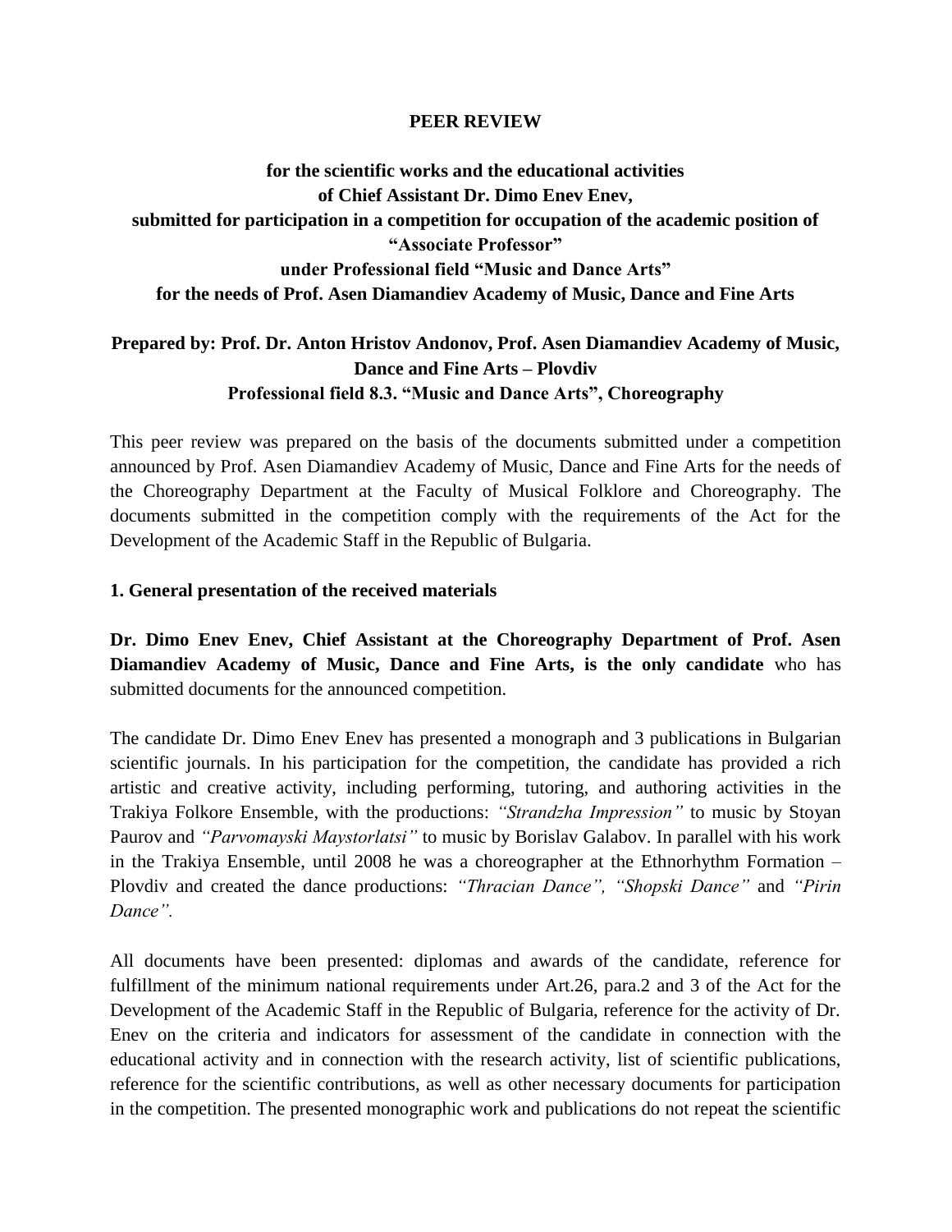**PEER REVIEW**

**for the scientific works and the educational activities of Chief Assistant Dr. Dimo Enev Enev, submitted for participation in a competition for occupation of the academic position of "Associate Professor" under Professional field "Music and Dance Arts" for the needs of Prof. Asen Diamandiev Academy of Music, Dance and Fine Arts**

**Prepared by: Prof. Dr. Anton Hristov Andonov, Prof. Asen Diamandiev Academy of Music, Dance and Fine Arts – Plovdiv**
**Professional field 8.3. "Music and Dance Arts", Choreography**

This peer review was prepared on the basis of the documents submitted under a competition announced by Prof. Asen Diamandiev Academy of Music, Dance and Fine Arts for the needs of the Choreography Department at the Faculty of Musical Folklore and Choreography. The documents submitted in the competition comply with the requirements of the Act for the Development of the Academic Staff in the Republic of Bulgaria.

**1. General presentation of the received materials**

**Dr. Dimo Enev Enev, Chief Assistant at the Choreography Department of Prof. Asen Diamandiev Academy of Music, Dance and Fine Arts, is the only candidate** who has submitted documents for the announced competition.

The candidate Dr. Dimo Enev Enev has presented a monograph and 3 publications in Bulgarian scientific journals. In his participation for the competition, the candidate has provided a rich artistic and creative activity, including performing, tutoring, and authoring activities in the Trakiya Folkore Ensemble, with the productions: *"Strandzha Impression"* to music by Stoyan Paurov and *"Parvomayski Maystorlatsi"* to music by Borislav Galabov. In parallel with his work in the Trakiya Ensemble, until 2008 he was a choreographer at the Ethnorhythm Formation – Plovdiv and created the dance productions: *"Thracian Dance", "Shopski Dance"* and *"Pirin Dance".*

All documents have been presented: diplomas and awards of the candidate, reference for fulfillment of the minimum national requirements under Art.26, para.2 and 3 of the Act for the Development of the Academic Staff in the Republic of Bulgaria, reference for the activity of Dr. Enev on the criteria and indicators for assessment of the candidate in connection with the educational activity and in connection with the research activity, list of scientific publications, reference for the scientific contributions, as well as other necessary documents for participation in the competition. The presented monographic work and publications do not repeat the scientific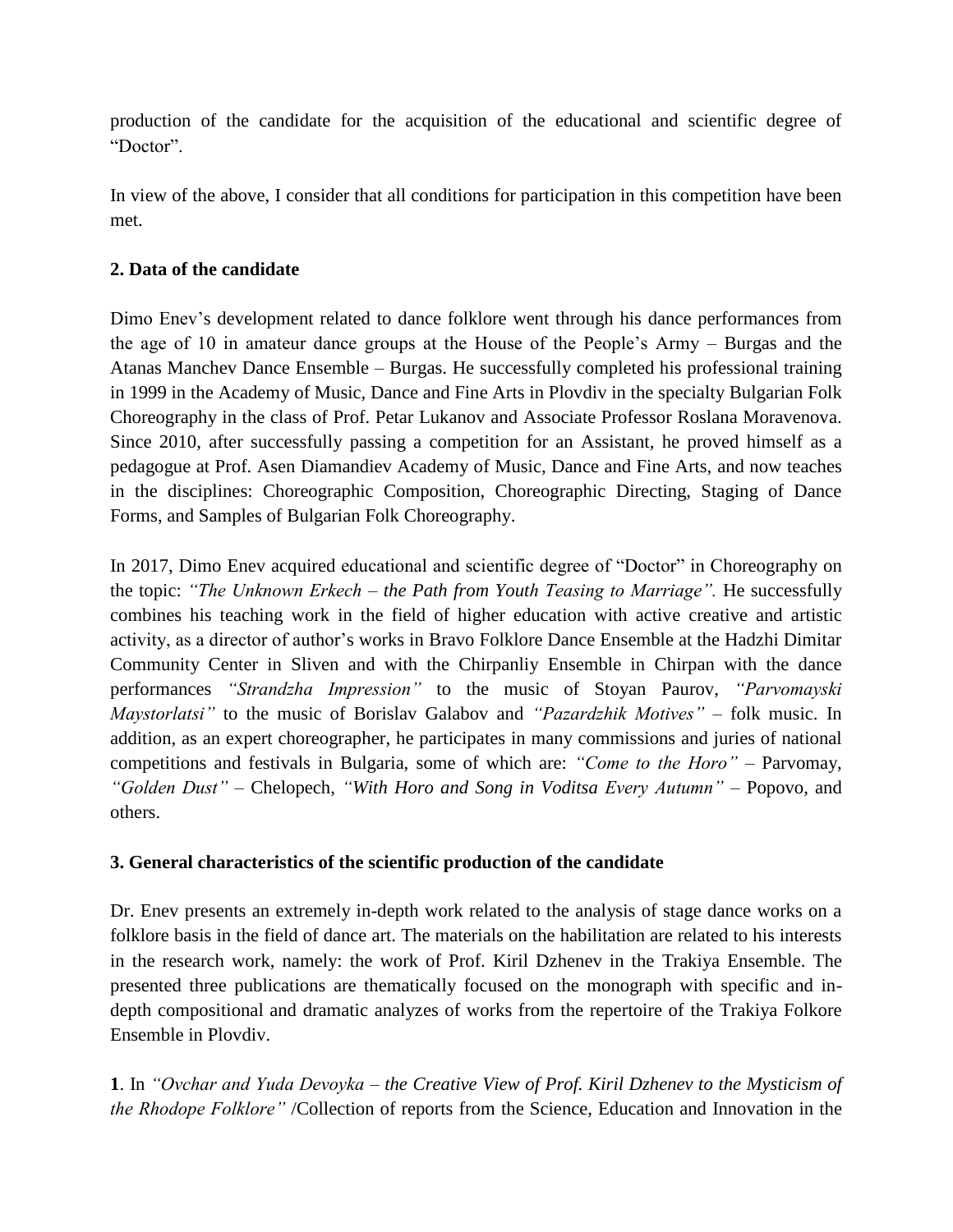production of the candidate for the acquisition of the educational and scientific degree of "Doctor".

In view of the above, I consider that all conditions for participation in this competition have been met.

**2. Data of the candidate**

Dimo Enev's development related to dance folklore went through his dance performances from the age of 10 in amateur dance groups at the House of the People's Army – Burgas and the Atanas Manchev Dance Ensemble – Burgas. He successfully completed his professional training in 1999 in the Academy of Music, Dance and Fine Arts in Plovdiv in the specialty Bulgarian Folk Choreography in the class of Prof. Petar Lukanov and Associate Professor Roslana Moravenova. Since 2010, after successfully passing a competition for an Assistant, he proved himself as a pedagogue at Prof. Asen Diamandiev Academy of Music, Dance and Fine Arts, and now teaches in the disciplines: Choreographic Composition, Choreographic Directing, Staging of Dance Forms, and Samples of Bulgarian Folk Choreography.

In 2017, Dimo Enev acquired educational and scientific degree of "Doctor" in Choreography on the topic: *"The Unknown Erkech – the Path from Youth Teasing to Marriage".* He successfully combines his teaching work in the field of higher education with active creative and artistic activity, as a director of author's works in Bravo Folklore Dance Ensemble at the Hadzhi Dimitar Community Center in Sliven and with the Chirpanliy Ensemble in Chirpan with the dance performances *"Strandzha Impression"* to the music of Stoyan Paurov, *"Parvomayski Maystorlatsi"* to the music of Borislav Galabov and *"Pazardzhik Motives"* – folk music. In addition, as an expert choreographer, he participates in many commissions and juries of national competitions and festivals in Bulgaria, some of which are: *"Come to the Horo"* – Parvomay, *"Golden Dust"* – Chelopech, *"With Horo and Song in Voditsa Every Autumn"* – Popovo, and others.

**3. General characteristics of the scientific production of the candidate**

Dr. Enev presents an extremely in-depth work related to the analysis of stage dance works on a folklore basis in the field of dance art. The materials on the habilitation are related to his interests in the research work, namely: the work of Prof. Kiril Dzhenev in the Trakiya Ensemble. The presented three publications are thematically focused on the monograph with specific and in-depth compositional and dramatic analyzes of works from the repertoire of the Trakiya Folkore Ensemble in Plovdiv.

**1**. In *"Ovchar and Yuda Devoyka – the Creative View of Prof. Kiril Dzhenev to the Mysticism of the Rhodope Folklore"* /Collection of reports from the Science, Education and Innovation in the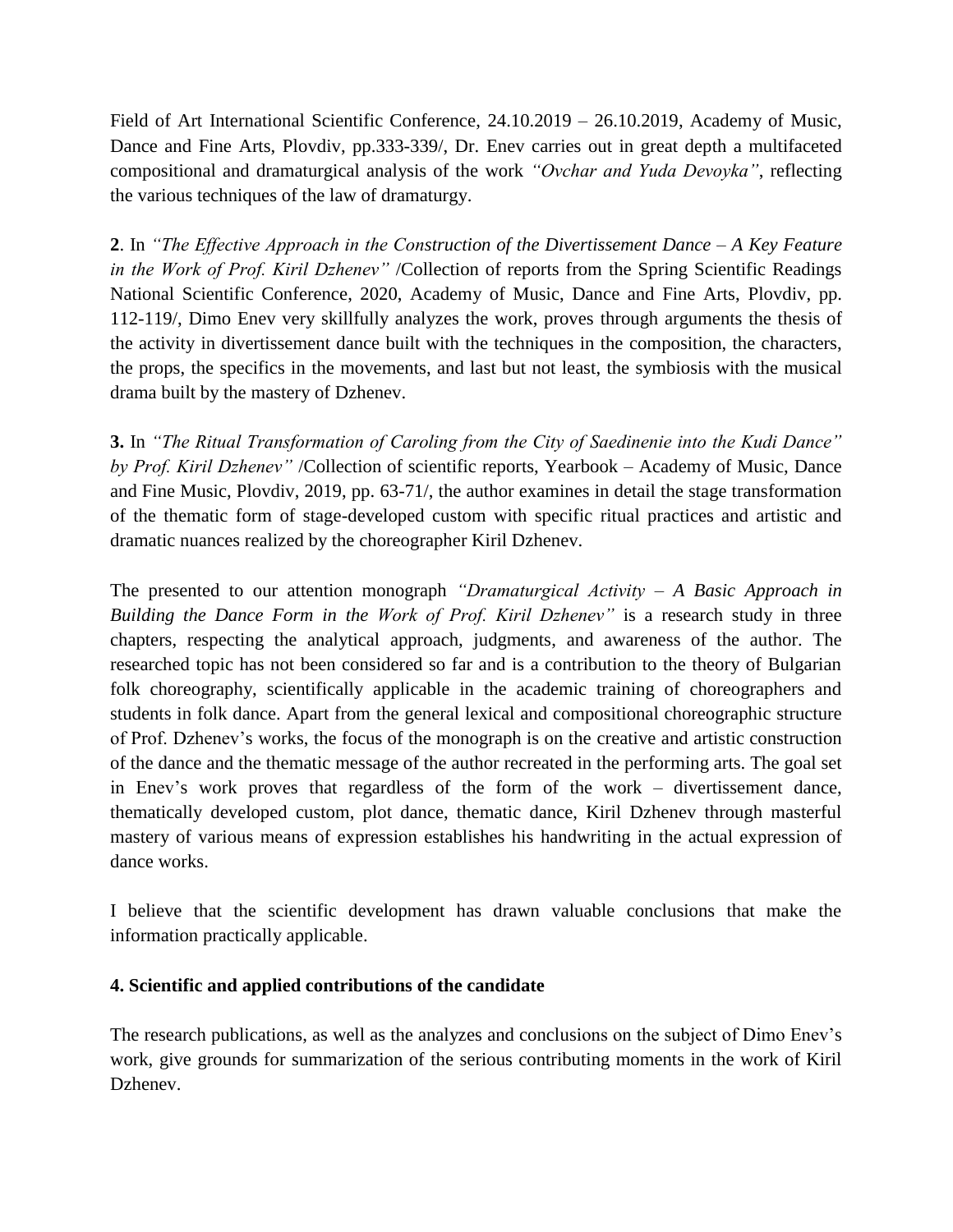Field of Art International Scientific Conference, 24.10.2019 – 26.10.2019, Academy of Music, Dance and Fine Arts, Plovdiv, pp.333-339/, Dr. Enev carries out in great depth a multifaceted compositional and dramaturgical analysis of the work *"Ovchar and Yuda Devoyka"*, reflecting the various techniques of the law of dramaturgy.

**2**. In *"The Effective Approach in the Construction of the Divertissement Dance – A Key Feature in the Work of Prof. Kiril Dzhenev"* /Collection of reports from the Spring Scientific Readings National Scientific Conference, 2020, Academy of Music, Dance and Fine Arts, Plovdiv, pp. 112-119/, Dimo Enev very skillfully analyzes the work, proves through arguments the thesis of the activity in divertissement dance built with the techniques in the composition, the characters, the props, the specifics in the movements, and last but not least, the symbiosis with the musical drama built by the mastery of Dzhenev.

**3.** In *"The Ritual Transformation of Caroling from the City of Saedinenie into the Kudi Dance" by Prof. Kiril Dzhenev"* /Collection of scientific reports, Yearbook – Academy of Music, Dance and Fine Music, Plovdiv, 2019, pp. 63-71/, the author examines in detail the stage transformation of the thematic form of stage-developed custom with specific ritual practices and artistic and dramatic nuances realized by the choreographer Kiril Dzhenev.

The presented to our attention monograph *"Dramaturgical Activity – A Basic Approach in Building the Dance Form in the Work of Prof. Kiril Dzhenev"* is a research study in three chapters, respecting the analytical approach, judgments, and awareness of the author. The researched topic has not been considered so far and is a contribution to the theory of Bulgarian folk choreography, scientifically applicable in the academic training of choreographers and students in folk dance. Apart from the general lexical and compositional choreographic structure of Prof. Dzhenev's works, the focus of the monograph is on the creative and artistic construction of the dance and the thematic message of the author recreated in the performing arts. The goal set in Enev's work proves that regardless of the form of the work – divertissement dance, thematically developed custom, plot dance, thematic dance, Kiril Dzhenev through masterful mastery of various means of expression establishes his handwriting in the actual expression of dance works.

I believe that the scientific development has drawn valuable conclusions that make the information practically applicable.

**4. Scientific and applied contributions of the candidate**

The research publications, as well as the analyzes and conclusions on the subject of Dimo Enev's work, give grounds for summarization of the serious contributing moments in the work of Kiril Dzhenev.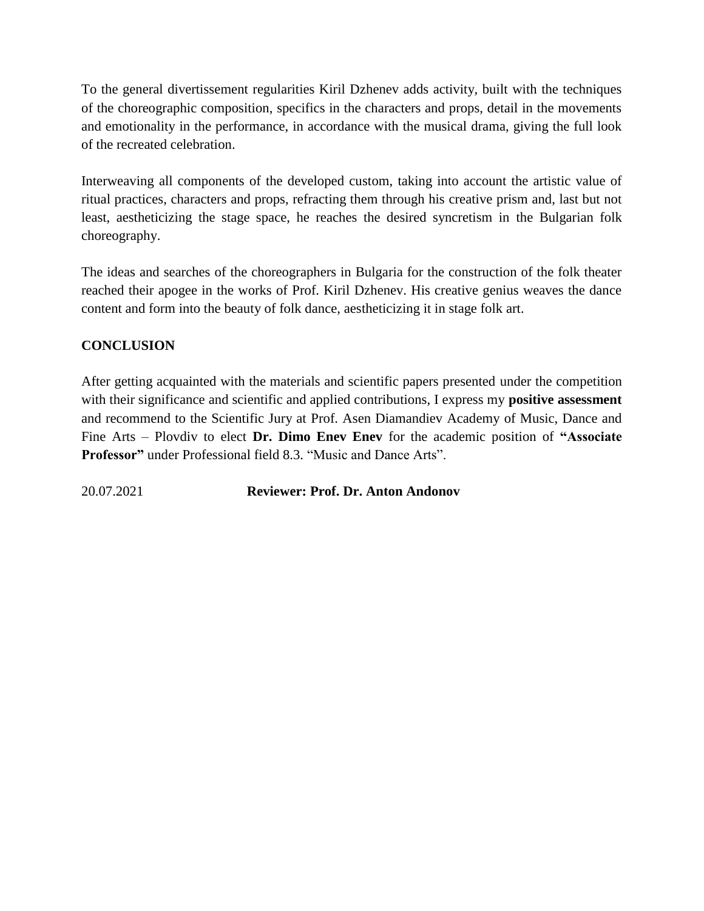To the general divertissement regularities Kiril Dzhenev adds activity, built with the techniques of the choreographic composition, specifics in the characters and props, detail in the movements and emotionality in the performance, in accordance with the musical drama, giving the full look of the recreated celebration.

Interweaving all components of the developed custom, taking into account the artistic value of ritual practices, characters and props, refracting them through his creative prism and, last but not least, aestheticizing the stage space, he reaches the desired syncretism in the Bulgarian folk choreography.

The ideas and searches of the choreographers in Bulgaria for the construction of the folk theater reached their apogee in the works of Prof. Kiril Dzhenev. His creative genius weaves the dance content and form into the beauty of folk dance, aestheticizing it in stage folk art.

**CONCLUSION**

After getting acquainted with the materials and scientific papers presented under the competition with their significance and scientific and applied contributions, I express my **positive assessment** and recommend to the Scientific Jury at Prof. Asen Diamandiev Academy of Music, Dance and Fine Arts – Plovdiv to elect **Dr. Dimo Enev Enev** for the academic position of **"Associate Professor"** under Professional field 8.3. "Music and Dance Arts".

20.07.2021 **Reviewer: Prof. Dr. Anton Andonov**